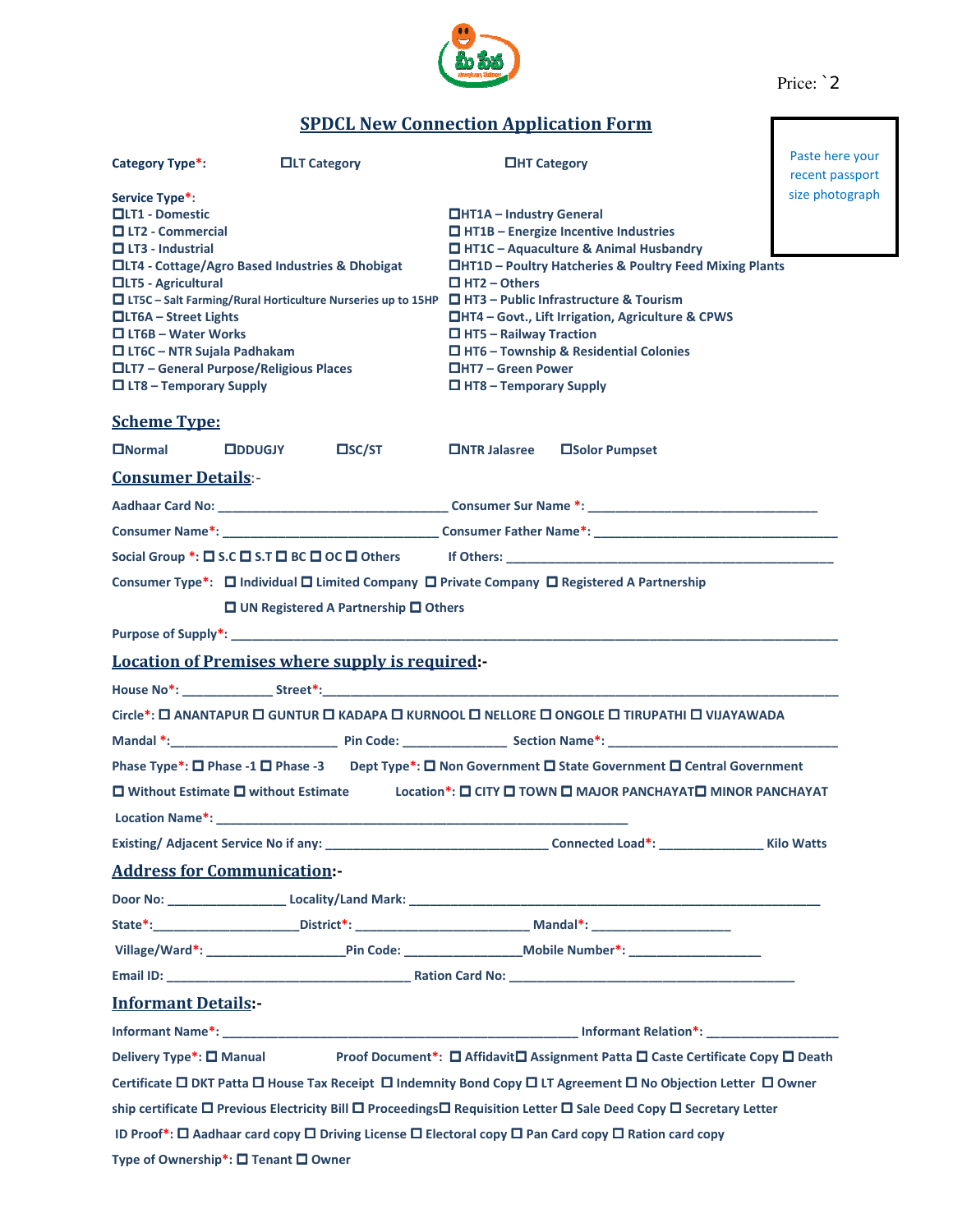Price: `2

# SPDCL New Connection Application Form

Paste here your recent passport size photograph

**Category Type*:** ☐LT Category ☐HT Category

**Service Type*:**

| | |
|---|---|
| ☐LT1 - Domestic | ☐HT1A – Industry General |
| ☐ LT2 - Commercial | ☐ HT1B – Energize Incentive Industries |
| ☐ LT3 - Industrial | ☐ HT1C – Aquaculture & Animal Husbandry |
| ☐LT4 - Cottage/Agro Based Industries & Dhobigat | ☐HT1D – Poultry Hatcheries & Poultry Feed Mixing Plants |
| ☐LT5 - Agricultural | ☐ HT2 – Others |
| ☐ LT5C – Salt Farming/Rural Horticulture Nurseries up to 15HP | ☐ HT3 – Public Infrastructure & Tourism |
| ☐LT6A – Street Lights | ☐HT4 – Govt., Lift Irrigation, Agriculture & CPWS |
| ☐ LT6B – Water Works | ☐ HT5 – Railway Traction |
| ☐ LT6C – NTR Sujala Padhakam | ☐ HT6 – Township & Residential Colonies |
| ☐LT7 – General Purpose/Religious Places | ☐HT7 – Green Power |
| ☐ LT8 – Temporary Supply | ☐ HT8 – Temporary Supply |

## Scheme Type:

☐Normal ☐DDUGJY ☐SC/ST ☐NTR Jalasree ☐Solor Pumpset

## Consumer Details:-

Aadhaar Card No: ______________________________ Consumer Sur Name *: ______________________________

Consumer Name*: ______________________________ Consumer Father Name*: ______________________________

Social Group *: ☐ S.C ☐ S.T ☐ BC ☐ OC ☐ Others If Others: ______________________________

Consumer Type*: ☐ Individual ☐ Limited Company ☐ Private Company ☐ Registered A Partnership

☐ UN Registered A Partnership ☐ Others

Purpose of Supply*: ______________________________________________________________

## Location of Premises where supply is required:-

House No*: ____________ Street*: ______________________________________________

Circle*: ☐ ANANTAPUR ☐ GUNTUR ☐ KADAPA ☐ KURNOOL ☐ NELLORE ☐ ONGOLE ☐ TIRUPATHI ☐ VIJAYAWADA

Mandal *: ______________________ Pin Code: ______________ Section Name*: ______________________________

Phase Type*: ☐ Phase -1 ☐ Phase -3 Dept Type*: ☐ Non Government ☐ State Government ☐ Central Government

☐ Without Estimate ☐ without Estimate Location*: ☐ CITY ☐ TOWN ☐ MAJOR PANCHAYAT☐ MINOR PANCHAYAT

Location Name*: ______________________________________________________

Existing/ Adjacent Service No if any: ______________________________ Connected Load*: ______________ Kilo Watts

## Address for Communication:-

Door No: ________________ Locality/Land Mark: ______________________________________________

State*: ____________________ District*: ________________________ Mandal*: ____________________

Village/Ward*: ____________________ Pin Code: ________________ Mobile Number*: __________________

Email ID: __________________________________ Ration Card No: ______________________________________

## Informant Details:-

Informant Name*: ______________________________________________ Informant Relation*: __________________

Delivery Type*: ☐ Manual Proof Document*: ☐ Affidavit☐ Assignment Patta ☐ Caste Certificate Copy ☐ Death Certificate ☐ DKT Patta ☐ House Tax Receipt ☐ Indemnity Bond Copy ☐ LT Agreement ☐ No Objection Letter ☐ Owner ship certificate ☐ Previous Electricity Bill ☐ Proceedings☐ Requisition Letter ☐ Sale Deed Copy ☐ Secretary Letter

ID Proof*: ☐ Aadhaar card copy ☐ Driving License ☐ Electoral copy ☐ Pan Card copy ☐ Ration card copy

Type of Ownership*: ☐ Tenant ☐ Owner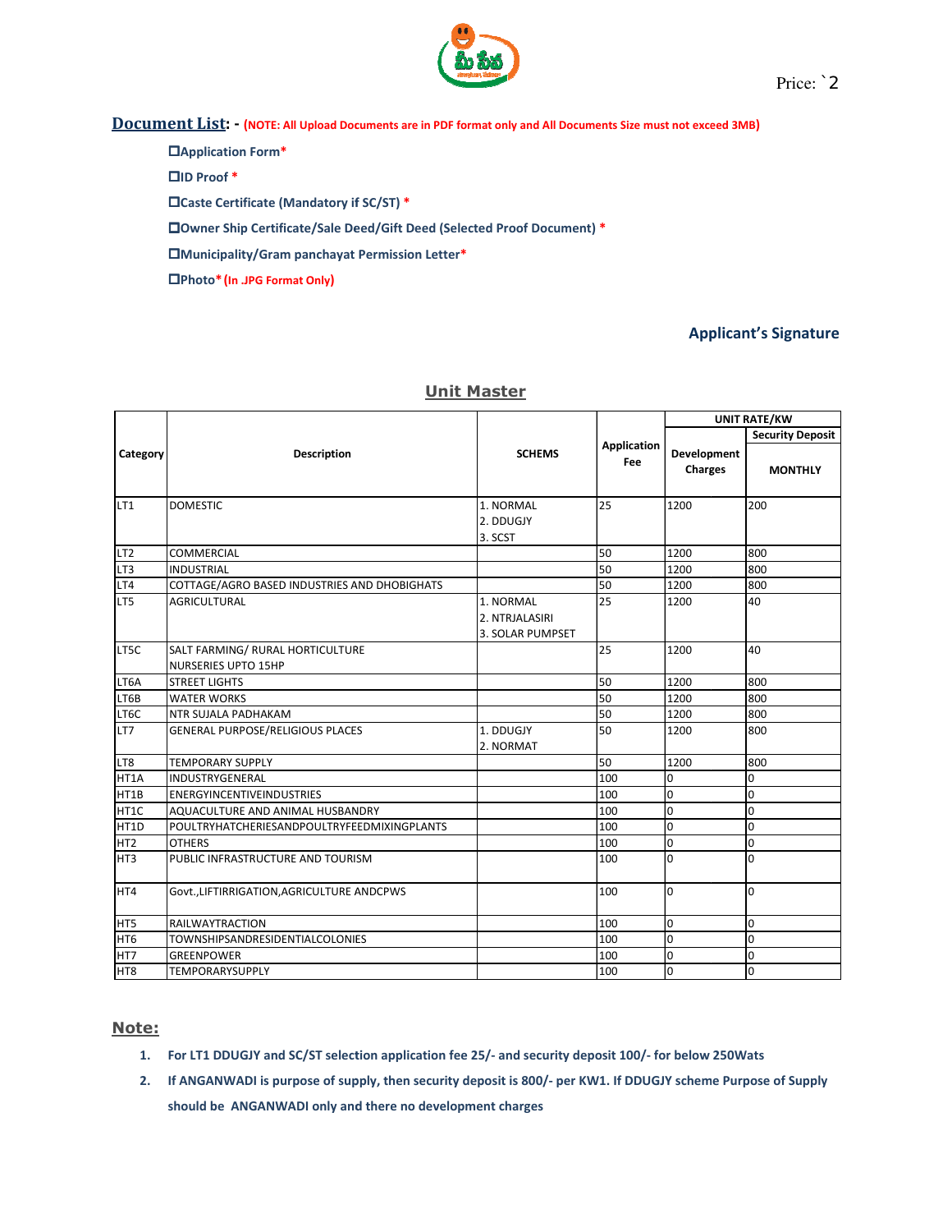Price: `2

**Document List**: - **(NOTE: All Upload Documents are in PDF format only and All Documents Size must not exceed 3MB)**

- ☐**Application Form***
- ☐**ID Proof ***
- ☐**Caste Certificate (Mandatory if SC/ST) ***
- ☐**Owner Ship Certificate/Sale Deed/Gift Deed (Selected Proof Document) ***
- ☐**Municipality/Gram panchayat Permission Letter***
- ☐**Photo* (In .JPG Format Only)**

**Applicant's Signature**

## Unit Master

| Category | Description | SCHEMS | Application Fee | UNIT RATE/KW | |
|---|---|---|---|---|---|
| | | | | Development Charges | Security Deposit MONTHLY |
| LT1 | DOMESTIC | 1. NORMAL<br>2. DDUGJY<br>3. SCST | 25 | 1200 | 200 |
| LT2 | COMMERCIAL | | 50 | 1200 | 800 |
| LT3 | INDUSTRIAL | | 50 | 1200 | 800 |
| LT4 | COTTAGE/AGRO BASED INDUSTRIES AND DHOBIGHATS | | 50 | 1200 | 800 |
| LT5 | AGRICULTURAL | 1. NORMAL<br>2. NTRJALASIRI<br>3. SOLAR PUMPSET | 25 | 1200 | 40 |
| LT5C | SALT FARMING/ RURAL HORTICULTURE NURSERIES UPTO 15HP | | 25 | 1200 | 40 |
| LT6A | STREET LIGHTS | | 50 | 1200 | 800 |
| LT6B | WATER WORKS | | 50 | 1200 | 800 |
| LT6C | NTR SUJALA PADHAKAM | | 50 | 1200 | 800 |
| LT7 | GENERAL PURPOSE/RELIGIOUS PLACES | 1. DDUGJY<br>2. NORMAT | 50 | 1200 | 800 |
| LT8 | TEMPORARY SUPPLY | | 50 | 1200 | 800 |
| HT1A | INDUSTRYGENERAL | | 100 | 0 | 0 |
| HT1B | ENERGYINCENTIVEINDUSTRIES | | 100 | 0 | 0 |
| HT1C | AQUACULTURE AND ANIMAL HUSBANDRY | | 100 | 0 | 0 |
| HT1D | POULTRYHATCHERIESANDPOULTRYFEEDMIXINGPLANTS | | 100 | 0 | 0 |
| HT2 | OTHERS | | 100 | 0 | 0 |
| HT3 | PUBLIC INFRASTRUCTURE AND TOURISM | | 100 | 0 | 0 |
| HT4 | Govt.,LIFTIRRIGATION,AGRICULTURE ANDCPWS | | 100 | 0 | 0 |
| HT5 | RAILWAYTRACTION | | 100 | 0 | 0 |
| HT6 | TOWNSHIPSANDRESIDENTIALCOLONIES | | 100 | 0 | 0 |
| HT7 | GREENPOWER | | 100 | 0 | 0 |
| HT8 | TEMPORARYSUPPLY | | 100 | 0 | 0 |

## Note:

1. **For LT1 DDUGJY and SC/ST selection application fee 25/- and security deposit 100/- for below 250Wats**
2. **If ANGANWADI is purpose of supply, then security deposit is 800/- per KW1. If DDUGJY scheme Purpose of Supply should be ANGANWADI only and there no development charges**